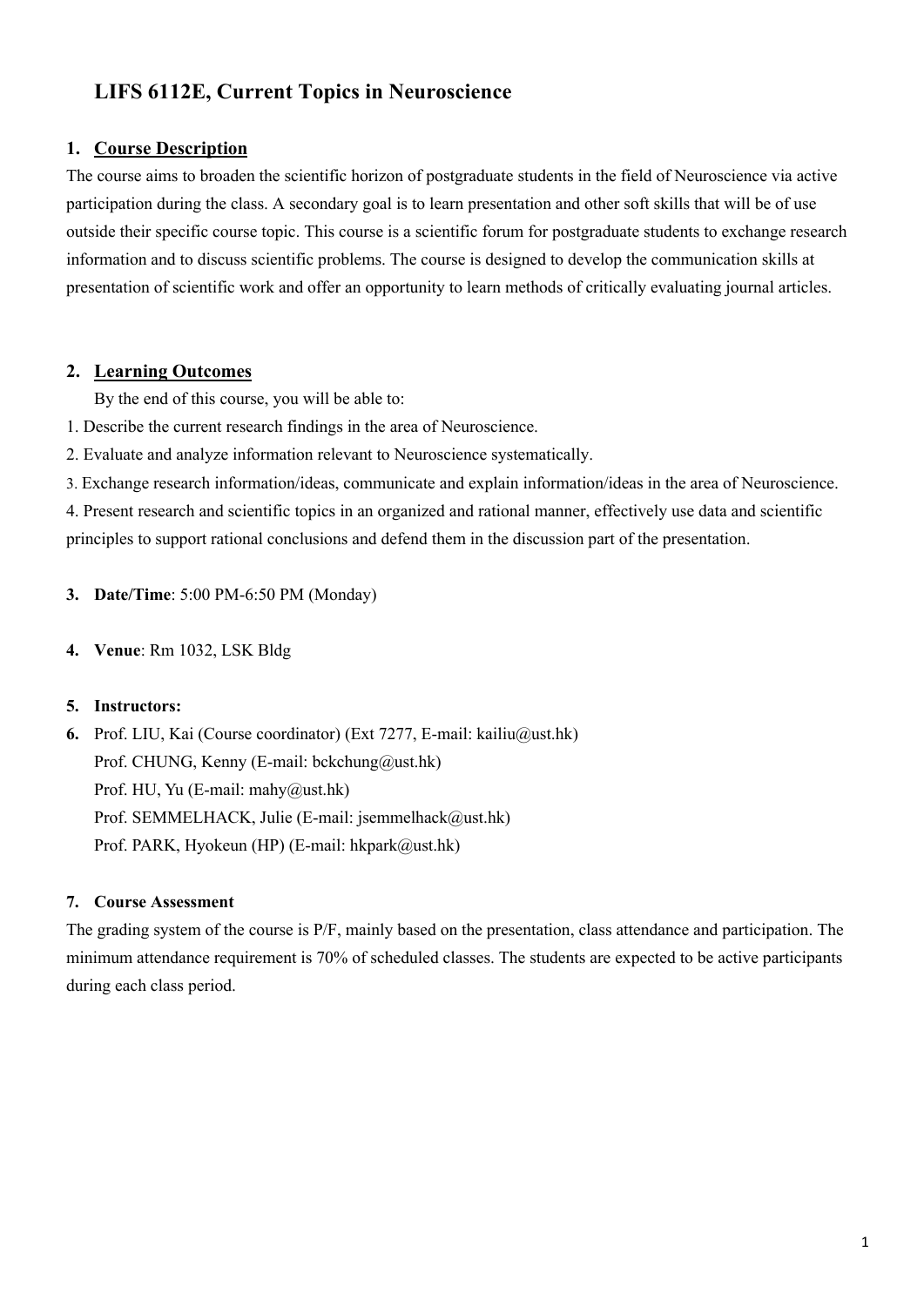# LIFS 6112E, Current Topics in Neuroscience

## 1. Course Description

The course aims to broaden the scientific horizon of postgraduate students in the field of Neuroscience via active participation during the class. A secondary goal is to learn presentation and other soft skills that will be of use outside their specific course topic. This course is a scientific forum for postgraduate students to exchange research information and to discuss scientific problems. The course is designed to develop the communication skills at presentation of scientific work and offer an opportunity to learn methods of critically evaluating journal articles.

## 2. Learning Outcomes

By the end of this course, you will be able to:

1. Describe the current research findings in the area of Neuroscience.
2. Evaluate and analyze information relevant to Neuroscience systematically.
3. Exchange research information/ideas, communicate and explain information/ideas in the area of Neuroscience.
4. Present research and scientific topics in an organized and rational manner, effectively use data and scientific principles to support rational conclusions and defend them in the discussion part of the presentation.

**3. Date/Time**: 5:00 PM-6:50 PM (Monday)

**4. Venue**: Rm 1032, LSK Bldg

**5. Instructors:**

**6.** Prof. LIU, Kai (Course coordinator) (Ext 7277, E-mail: kailiu@ust.hk)
Prof. CHUNG, Kenny (E-mail: bckchung@ust.hk)
Prof. HU, Yu (E-mail: mahy@ust.hk)
Prof. SEMMELHACK, Julie (E-mail: jsemmelhack@ust.hk)
Prof. PARK, Hyokeun (HP) (E-mail: hkpark@ust.hk)

**7. Course Assessment**

The grading system of the course is P/F, mainly based on the presentation, class attendance and participation. The minimum attendance requirement is 70% of scheduled classes. The students are expected to be active participants during each class period.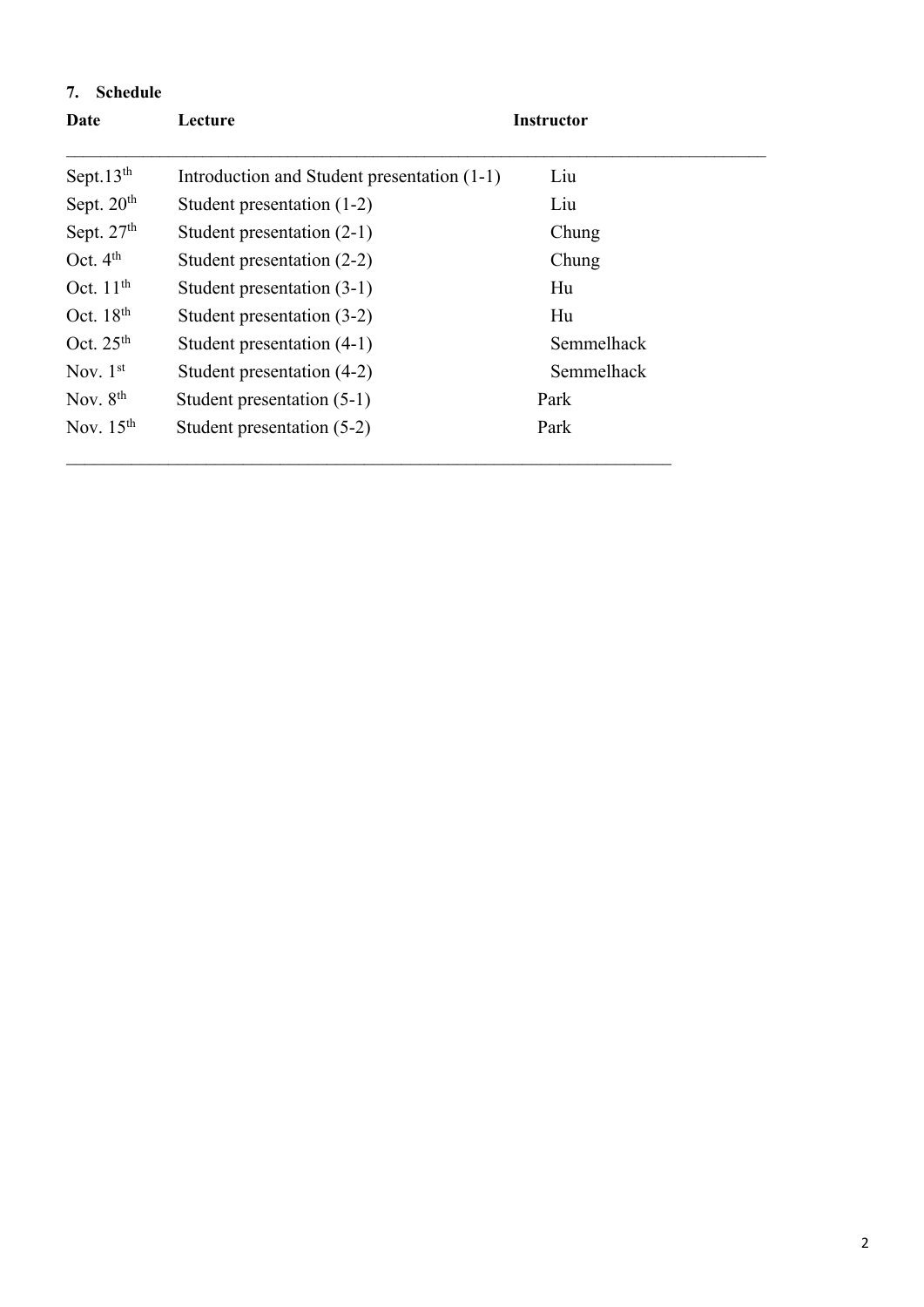## 7. Schedule

| Date | Lecture | Instructor |
|---|---|---|
| Sept.13th | Introduction and Student presentation (1-1) | Liu |
| Sept. 20th | Student presentation (1-2) | Liu |
| Sept. 27th | Student presentation (2-1) | Chung |
| Oct. 4th | Student presentation (2-2) | Chung |
| Oct. 11th | Student presentation (3-1) | Hu |
| Oct. 18th | Student presentation (3-2) | Hu |
| Oct. 25th | Student presentation (4-1) | Semmelhack |
| Nov. 1st | Student presentation (4-2) | Semmelhack |
| Nov. 8th | Student presentation (5-1) | Park |
| Nov. 15th | Student presentation (5-2) | Park |